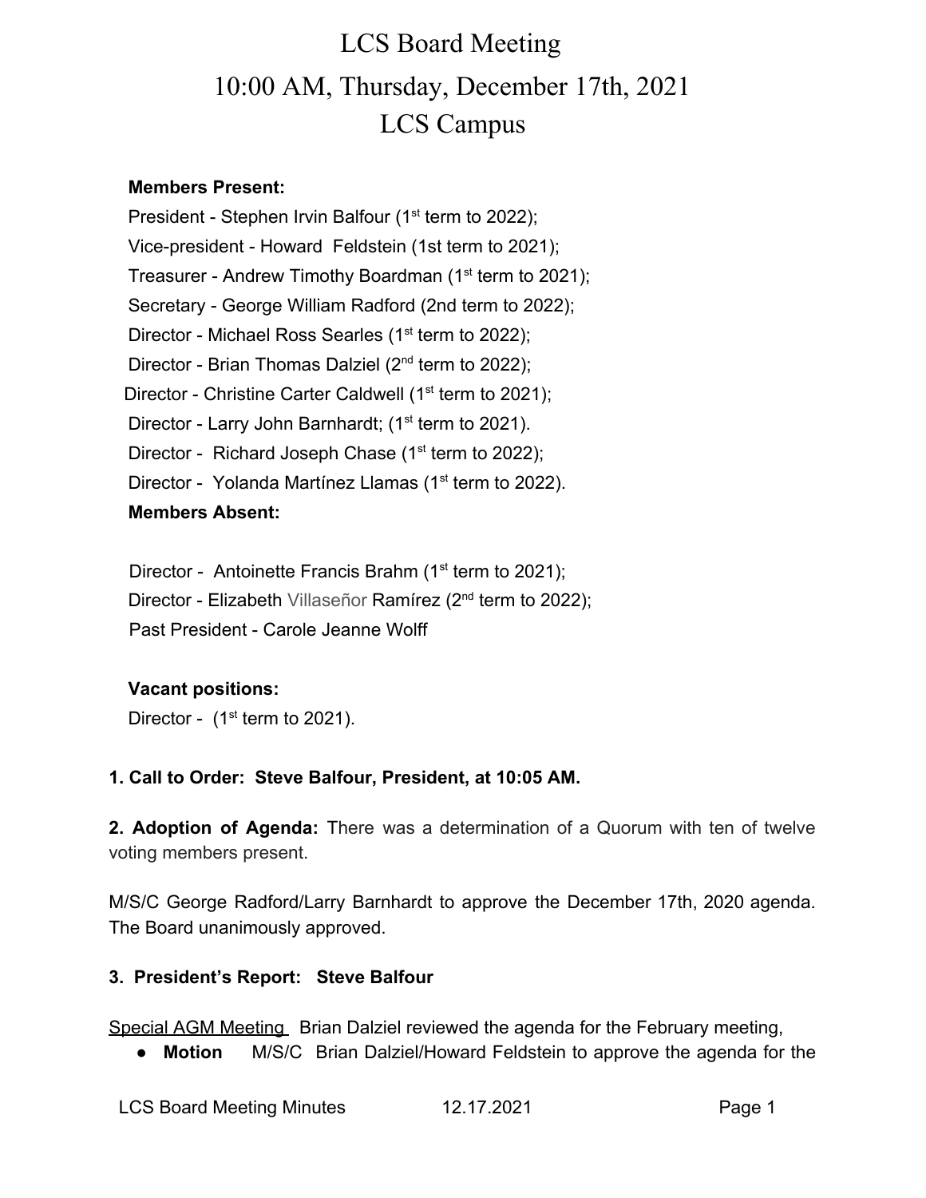# LCS Board Meeting

# 10:00 AM, Thursday, December 17th, 2021

# LCS Campus

**Members Present:**

President - Stephen Irvin Balfour (1st term to 2022);
Vice-president - Howard Feldstein (1st term to 2021);
Treasurer - Andrew Timothy Boardman (1st term to 2021);
Secretary - George William Radford (2nd term to 2022);
Director - Michael Ross Searles (1st term to 2022);
Director - Brian Thomas Dalziel (2nd term to 2022);
Director - Christine Carter Caldwell (1st term to 2021);
Director - Larry John Barnhardt; (1st term to 2021).
Director - Richard Joseph Chase (1st term to 2022);
Director - Yolanda Martínez Llamas (1st term to 2022).

**Members Absent:**

Director - Antoinette Francis Brahm (1st term to 2021);
Director - Elizabeth Villaseñor Ramírez (2nd term to 2022);
Past President - Carole Jeanne Wolff

**Vacant positions:**

Director - (1st term to 2021).

**1. Call to Order: Steve Balfour, President, at 10:05 AM.**

**2. Adoption of Agenda:** There was a determination of a Quorum with ten of twelve voting members present.

M/S/C George Radford/Larry Barnhardt to approve the December 17th, 2020 agenda. The Board unanimously approved.

**3. President's Report: Steve Balfour**

Special AGM Meeting Brian Dalziel reviewed the agenda for the February meeting,

- **Motion** M/S/C Brian Dalziel/Howard Feldstein to approve the agenda for the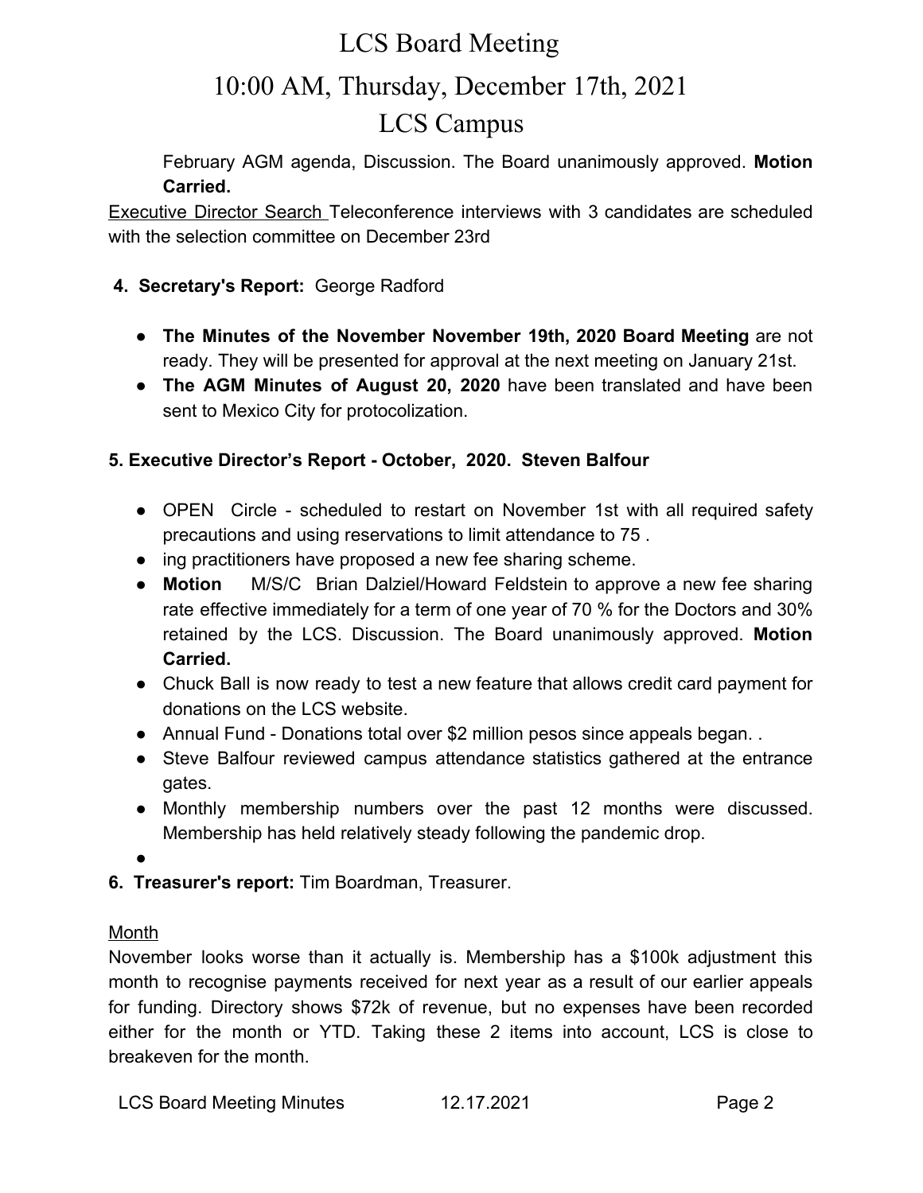February AGM agenda, Discussion. The Board unanimously approved. **Motion Carried.**

Executive Director Search Teleconference interviews with 3 candidates are scheduled with the selection committee on December 23rd

**4. Secretary's Report:** George Radford

- **The Minutes of the November November 19th, 2020 Board Meeting** are not ready. They will be presented for approval at the next meeting on January 21st.
- **The AGM Minutes of August 20, 2020** have been translated and have been sent to Mexico City for protocolization.

**5. Executive Director's Report - October, 2020. Steven Balfour**

- OPEN Circle - scheduled to restart on November 1st with all required safety precautions and using reservations to limit attendance to 75 .
- ing practitioners have proposed a new fee sharing scheme.
- **Motion** M/S/C Brian Dalziel/Howard Feldstein to approve a new fee sharing rate effective immediately for a term of one year of 70 % for the Doctors and 30% retained by the LCS. Discussion. The Board unanimously approved. **Motion Carried.**
- Chuck Ball is now ready to test a new feature that allows credit card payment for donations on the LCS website.
- Annual Fund - Donations total over $2 million pesos since appeals began. .
- Steve Balfour reviewed campus attendance statistics gathered at the entrance gates.
- Monthly membership numbers over the past 12 months were discussed. Membership has held relatively steady following the pandemic drop.
-

**6. Treasurer's report:** Tim Boardman, Treasurer.

Month

November looks worse than it actually is. Membership has a $100k adjustment this month to recognise payments received for next year as a result of our earlier appeals for funding. Directory shows $72k of revenue, but no expenses have been recorded either for the month or YTD. Taking these 2 items into account, LCS is close to breakeven for the month.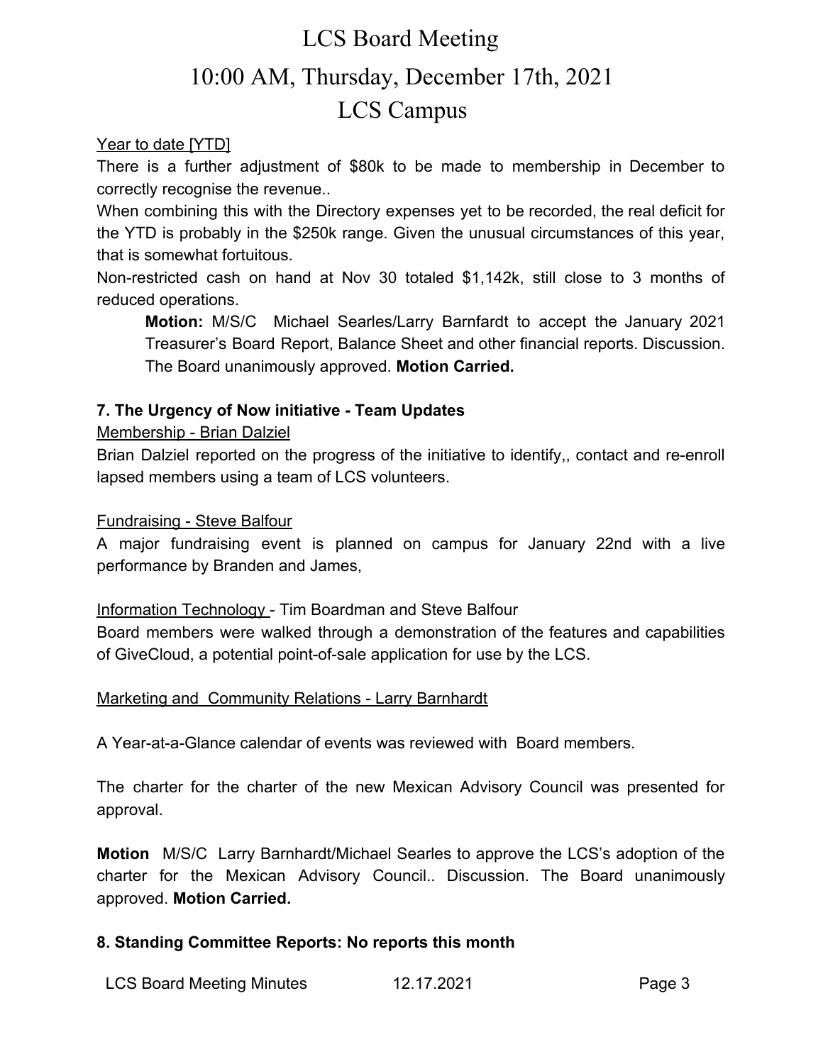# LCS Board Meeting

# 10:00 AM, Thursday, December 17th, 2021

# LCS Campus

Year to date [YTD]

There is a further adjustment of $80k to be made to membership in December to correctly recognise the revenue..

When combining this with the Directory expenses yet to be recorded, the real deficit for the YTD is probably in the $250k range. Given the unusual circumstances of this year, that is somewhat fortuitous.

Non-restricted cash on hand at Nov 30 totaled $1,142k, still close to 3 months of reduced operations.

> **Motion:** M/S/C Michael Searles/Larry Barnfardt to accept the January 2021 Treasurer's Board Report, Balance Sheet and other financial reports. Discussion. The Board unanimously approved. **Motion Carried.**

### 7. The Urgency of Now initiative - Team Updates

Membership - Brian Dalziel

Brian Dalziel reported on the progress of the initiative to identify,, contact and re-enroll lapsed members using a team of LCS volunteers.

Fundraising - Steve Balfour

A major fundraising event is planned on campus for January 22nd with a live performance by Branden and James,

Information Technology - Tim Boardman and Steve Balfour

Board members were walked through a demonstration of the features and capabilities of GiveCloud, a potential point-of-sale application for use by the LCS.

Marketing and Community Relations - Larry Barnhardt

A Year-at-a-Glance calendar of events was reviewed with Board members.

The charter for the charter of the new Mexican Advisory Council was presented for approval.

**Motion** M/S/C Larry Barnhardt/Michael Searles to approve the LCS's adoption of the charter for the Mexican Advisory Council.. Discussion. The Board unanimously approved. **Motion Carried.**

### 8. Standing Committee Reports: No reports this month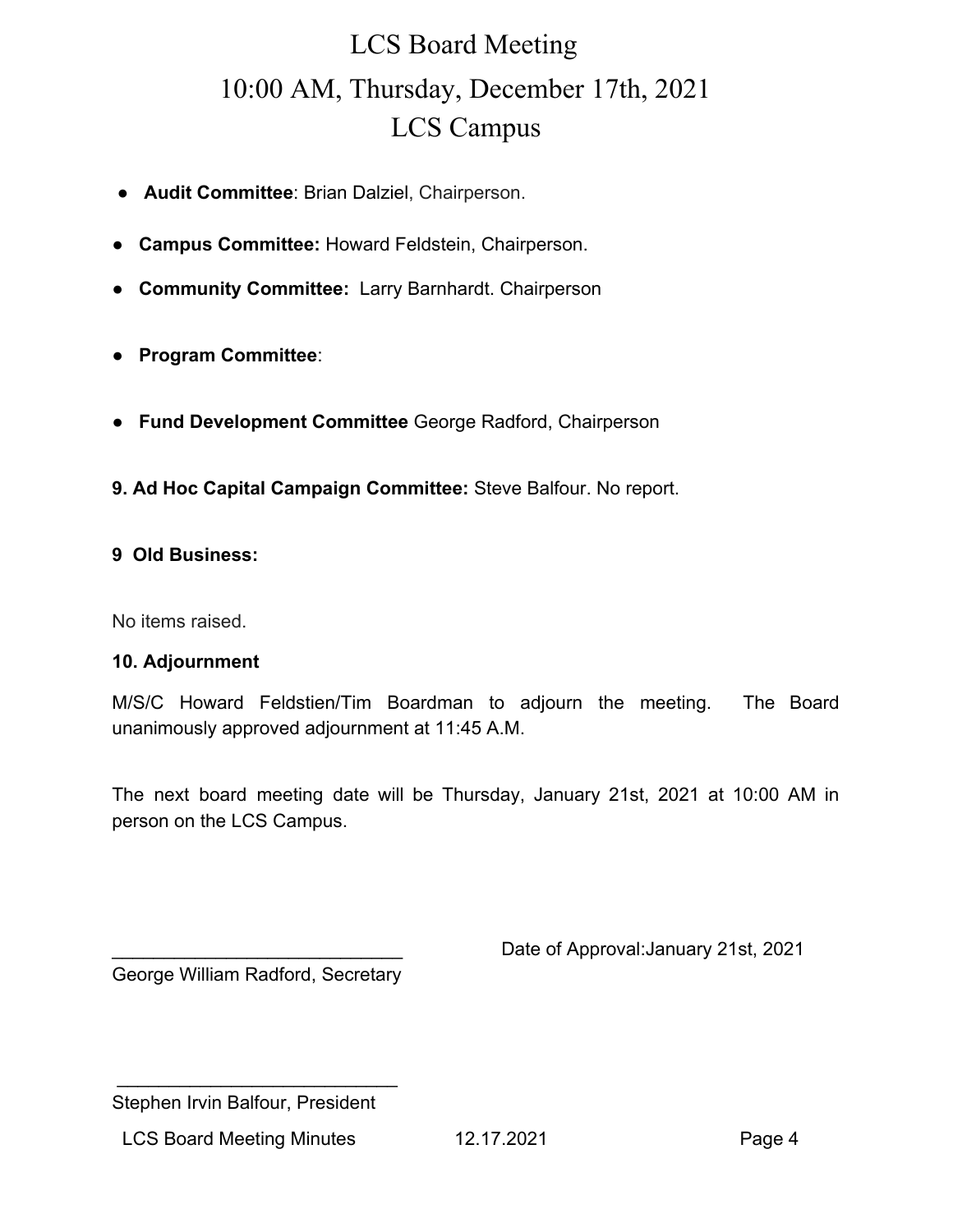# LCS Board Meeting

# 10:00 AM, Thursday, December 17th, 2021

# LCS Campus

- **Audit Committee**: Brian Dalziel, Chairperson.
- **Campus Committee:** Howard Feldstein, Chairperson.
- **Community Committee:** Larry Barnhardt. Chairperson
- **Program Committee**:
- **Fund Development Committee** George Radford, Chairperson

**9. Ad Hoc Capital Campaign Committee:** Steve Balfour. No report.

**9 Old Business:**

No items raised.

**10. Adjournment**

M/S/C Howard Feldstien/Tim Boardman to adjourn the meeting. The Board unanimously approved adjournment at 11:45 A.M.

The next board meeting date will be Thursday, January 21st, 2021 at 10:00 AM in person on the LCS Campus.

____________________________ Date of Approval:January 21st, 2021

George William Radford, Secretary

____________________________

Stephen Irvin Balfour, President